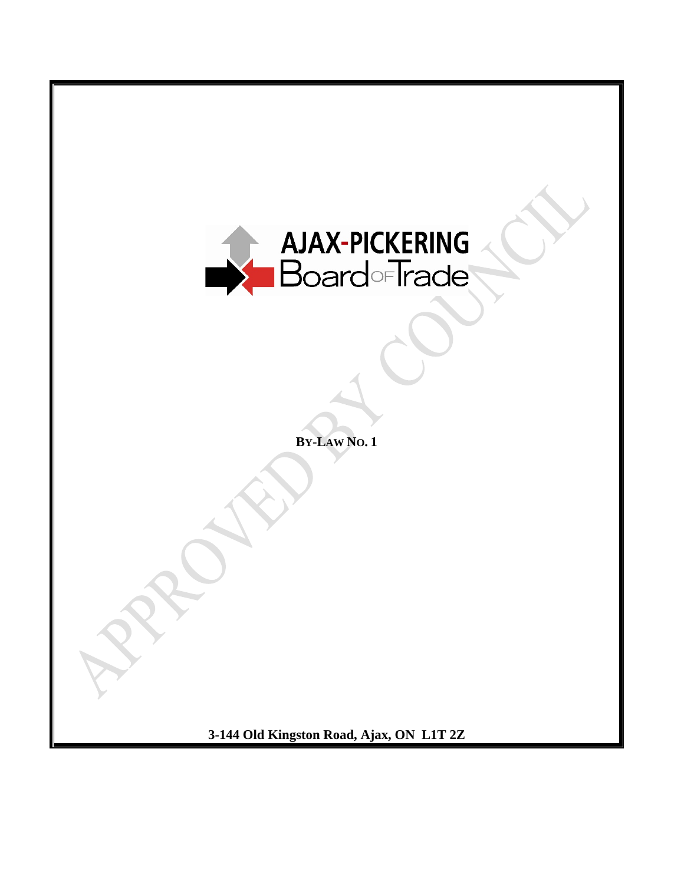**AJAX-PICKERING Board of Trade**

APPROVED BY COUNCIL

# By-Law No. 1

**3-144 Old Kingston Road, Ajax, ON L1T 2Z**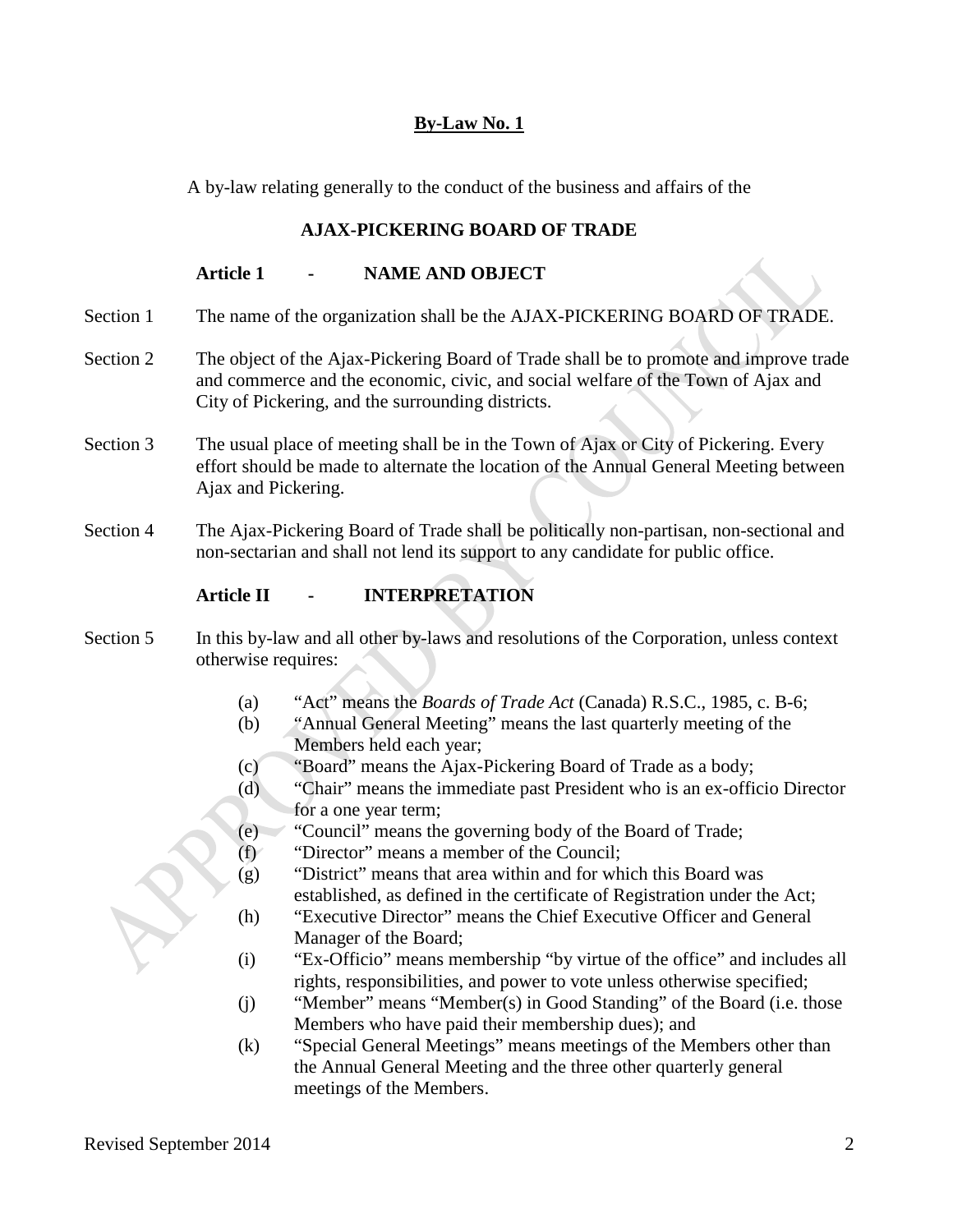## By-Law No. 1

A by-law relating generally to the conduct of the business and affairs of the

**AJAX-PICKERING BOARD OF TRADE**

### Article 1 - NAME AND OBJECT

Section 1 The name of the organization shall be the AJAX-PICKERING BOARD OF TRADE.

Section 2 The object of the Ajax-Pickering Board of Trade shall be to promote and improve trade and commerce and the economic, civic, and social welfare of the Town of Ajax and City of Pickering, and the surrounding districts.

Section 3 The usual place of meeting shall be in the Town of Ajax or City of Pickering. Every effort should be made to alternate the location of the Annual General Meeting between Ajax and Pickering.

Section 4 The Ajax-Pickering Board of Trade shall be politically non-partisan, non-sectional and non-sectarian and shall not lend its support to any candidate for public office.

### Article II - INTERPRETATION

Section 5 In this by-law and all other by-laws and resolutions of the Corporation, unless context otherwise requires:

(a) "Act" means the *Boards of Trade Act* (Canada) R.S.C., 1985, c. B-6;
(b) "Annual General Meeting" means the last quarterly meeting of the Members held each year;
(c) "Board" means the Ajax-Pickering Board of Trade as a body;
(d) "Chair" means the immediate past President who is an ex-officio Director for a one year term;
(e) "Council" means the governing body of the Board of Trade;
(f) "Director" means a member of the Council;
(g) "District" means that area within and for which this Board was established, as defined in the certificate of Registration under the Act;
(h) "Executive Director" means the Chief Executive Officer and General Manager of the Board;
(i) "Ex-Officio" means membership "by virtue of the office" and includes all rights, responsibilities, and power to vote unless otherwise specified;
(j) "Member" means "Member(s) in Good Standing" of the Board (i.e. those Members who have paid their membership dues); and
(k) "Special General Meetings" means meetings of the Members other than the Annual General Meeting and the three other quarterly general meetings of the Members.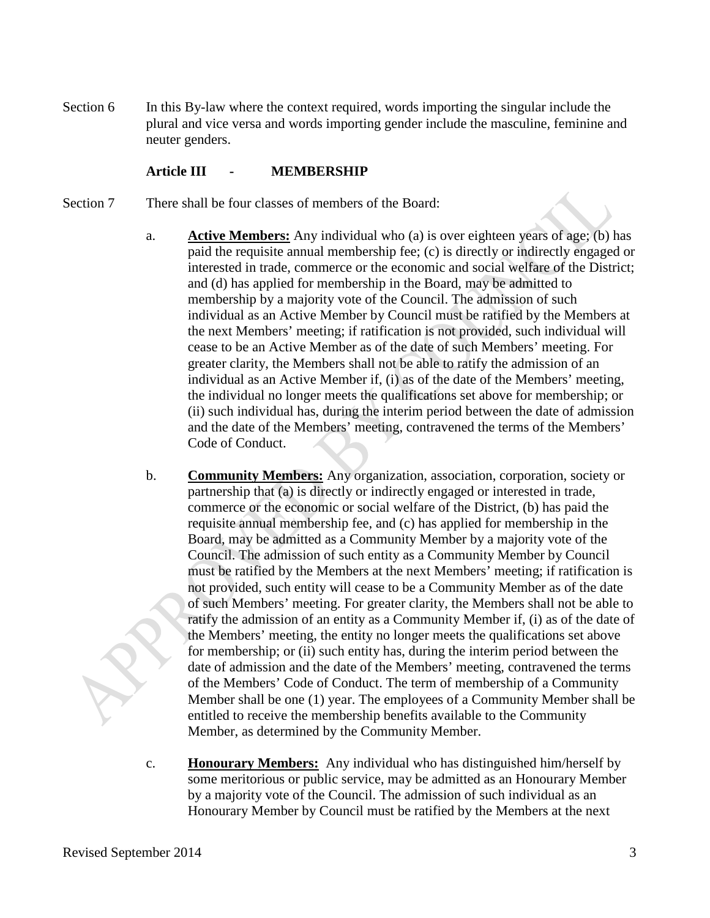Section 6 In this By-law where the context required, words importing the singular include the plural and vice versa and words importing gender include the masculine, feminine and neuter genders.

**Article III - MEMBERSHIP**

Section 7 There shall be four classes of members of the Board:

a. **Active Members:** Any individual who (a) is over eighteen years of age; (b) has paid the requisite annual membership fee; (c) is directly or indirectly engaged or interested in trade, commerce or the economic and social welfare of the District; and (d) has applied for membership in the Board, may be admitted to membership by a majority vote of the Council. The admission of such individual as an Active Member by Council must be ratified by the Members at the next Members' meeting; if ratification is not provided, such individual will cease to be an Active Member as of the date of such Members' meeting. For greater clarity, the Members shall not be able to ratify the admission of an individual as an Active Member if, (i) as of the date of the Members' meeting, the individual no longer meets the qualifications set above for membership; or (ii) such individual has, during the interim period between the date of admission and the date of the Members' meeting, contravened the terms of the Members' Code of Conduct.

b. **Community Members:** Any organization, association, corporation, society or partnership that (a) is directly or indirectly engaged or interested in trade, commerce or the economic or social welfare of the District, (b) has paid the requisite annual membership fee, and (c) has applied for membership in the Board, may be admitted as a Community Member by a majority vote of the Council. The admission of such entity as a Community Member by Council must be ratified by the Members at the next Members' meeting; if ratification is not provided, such entity will cease to be a Community Member as of the date of such Members' meeting. For greater clarity, the Members shall not be able to ratify the admission of an entity as a Community Member if, (i) as of the date of the Members' meeting, the entity no longer meets the qualifications set above for membership; or (ii) such entity has, during the interim period between the date of admission and the date of the Members' meeting, contravened the terms of the Members' Code of Conduct. The term of membership of a Community Member shall be one (1) year. The employees of a Community Member shall be entitled to receive the membership benefits available to the Community Member, as determined by the Community Member.

c. **Honourary Members:** Any individual who has distinguished him/herself by some meritorious or public service, may be admitted as an Honourary Member by a majority vote of the Council. The admission of such individual as an Honourary Member by Council must be ratified by the Members at the next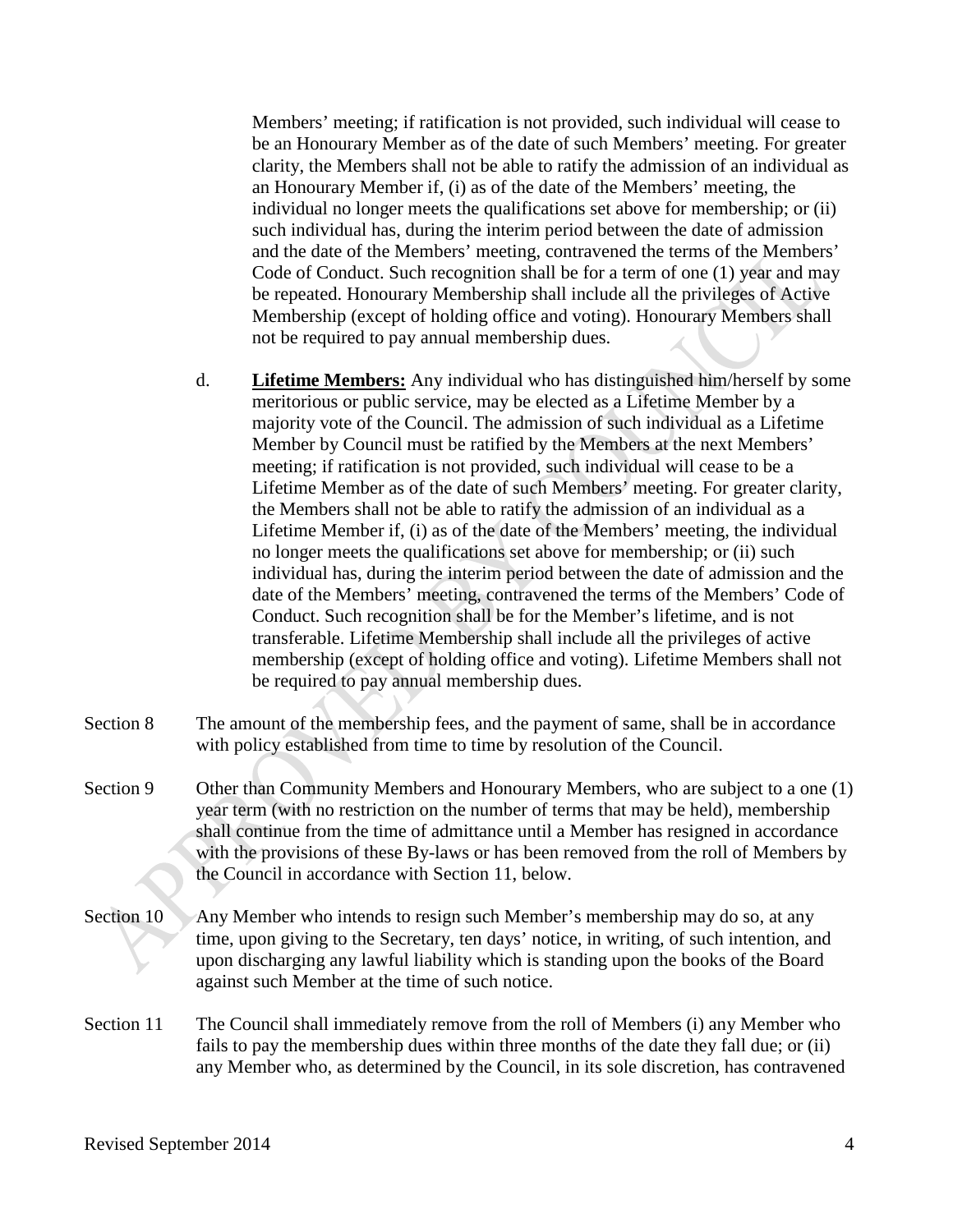Members' meeting; if ratification is not provided, such individual will cease to be an Honourary Member as of the date of such Members' meeting. For greater clarity, the Members shall not be able to ratify the admission of an individual as an Honourary Member if, (i) as of the date of the Members' meeting, the individual no longer meets the qualifications set above for membership; or (ii) such individual has, during the interim period between the date of admission and the date of the Members' meeting, contravened the terms of the Members' Code of Conduct. Such recognition shall be for a term of one (1) year and may be repeated. Honourary Membership shall include all the privileges of Active Membership (except of holding office and voting). Honourary Members shall not be required to pay annual membership dues.

d. **Lifetime Members:** Any individual who has distinguished him/herself by some meritorious or public service, may be elected as a Lifetime Member by a majority vote of the Council. The admission of such individual as a Lifetime Member by Council must be ratified by the Members at the next Members' meeting; if ratification is not provided, such individual will cease to be a Lifetime Member as of the date of such Members' meeting. For greater clarity, the Members shall not be able to ratify the admission of an individual as a Lifetime Member if, (i) as of the date of the Members' meeting, the individual no longer meets the qualifications set above for membership; or (ii) such individual has, during the interim period between the date of admission and the date of the Members' meeting, contravened the terms of the Members' Code of Conduct. Such recognition shall be for the Member's lifetime, and is not transferable. Lifetime Membership shall include all the privileges of active membership (except of holding office and voting). Lifetime Members shall not be required to pay annual membership dues.

Section 8 The amount of the membership fees, and the payment of same, shall be in accordance with policy established from time to time by resolution of the Council.

Section 9 Other than Community Members and Honourary Members, who are subject to a one (1) year term (with no restriction on the number of terms that may be held), membership shall continue from the time of admittance until a Member has resigned in accordance with the provisions of these By-laws or has been removed from the roll of Members by the Council in accordance with Section 11, below.

Section 10 Any Member who intends to resign such Member's membership may do so, at any time, upon giving to the Secretary, ten days' notice, in writing, of such intention, and upon discharging any lawful liability which is standing upon the books of the Board against such Member at the time of such notice.

Section 11 The Council shall immediately remove from the roll of Members (i) any Member who fails to pay the membership dues within three months of the date they fall due; or (ii) any Member who, as determined by the Council, in its sole discretion, has contravened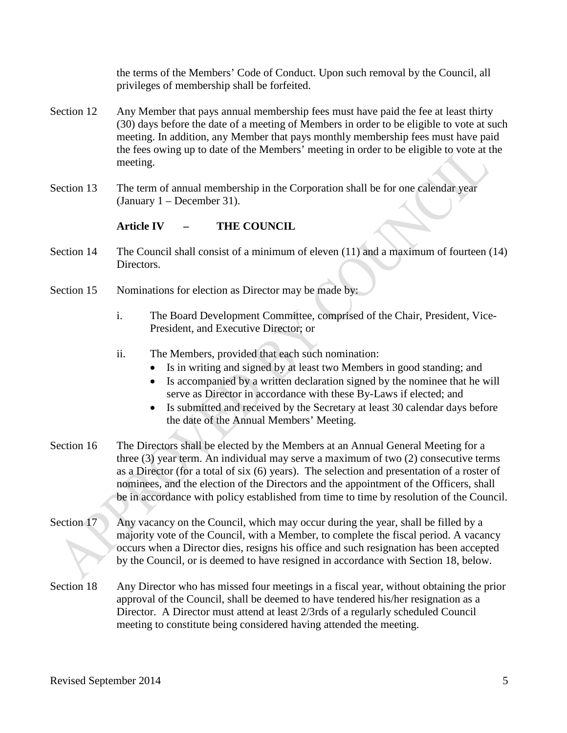the terms of the Members' Code of Conduct. Upon such removal by the Council, all privileges of membership shall be forfeited.

Section 12 Any Member that pays annual membership fees must have paid the fee at least thirty (30) days before the date of a meeting of Members in order to be eligible to vote at such meeting. In addition, any Member that pays monthly membership fees must have paid the fees owing up to date of the Members' meeting in order to be eligible to vote at the meeting.

Section 13 The term of annual membership in the Corporation shall be for one calendar year (January 1 – December 31).

## Article IV – THE COUNCIL

Section 14 The Council shall consist of a minimum of eleven (11) and a maximum of fourteen (14) Directors.

Section 15 Nominations for election as Director may be made by:

i. The Board Development Committee, comprised of the Chair, President, Vice-President, and Executive Director; or

ii. The Members, provided that each such nomination:
   - Is in writing and signed by at least two Members in good standing; and
   - Is accompanied by a written declaration signed by the nominee that he will serve as Director in accordance with these By-Laws if elected; and
   - Is submitted and received by the Secretary at least 30 calendar days before the date of the Annual Members' Meeting.

Section 16 The Directors shall be elected by the Members at an Annual General Meeting for a three (3) year term. An individual may serve a maximum of two (2) consecutive terms as a Director (for a total of six (6) years). The selection and presentation of a roster of nominees, and the election of the Directors and the appointment of the Officers, shall be in accordance with policy established from time to time by resolution of the Council.

Section 17 Any vacancy on the Council, which may occur during the year, shall be filled by a majority vote of the Council, with a Member, to complete the fiscal period. A vacancy occurs when a Director dies, resigns his office and such resignation has been accepted by the Council, or is deemed to have resigned in accordance with Section 18, below.

Section 18 Any Director who has missed four meetings in a fiscal year, without obtaining the prior approval of the Council, shall be deemed to have tendered his/her resignation as a Director. A Director must attend at least 2/3rds of a regularly scheduled Council meeting to constitute being considered having attended the meeting.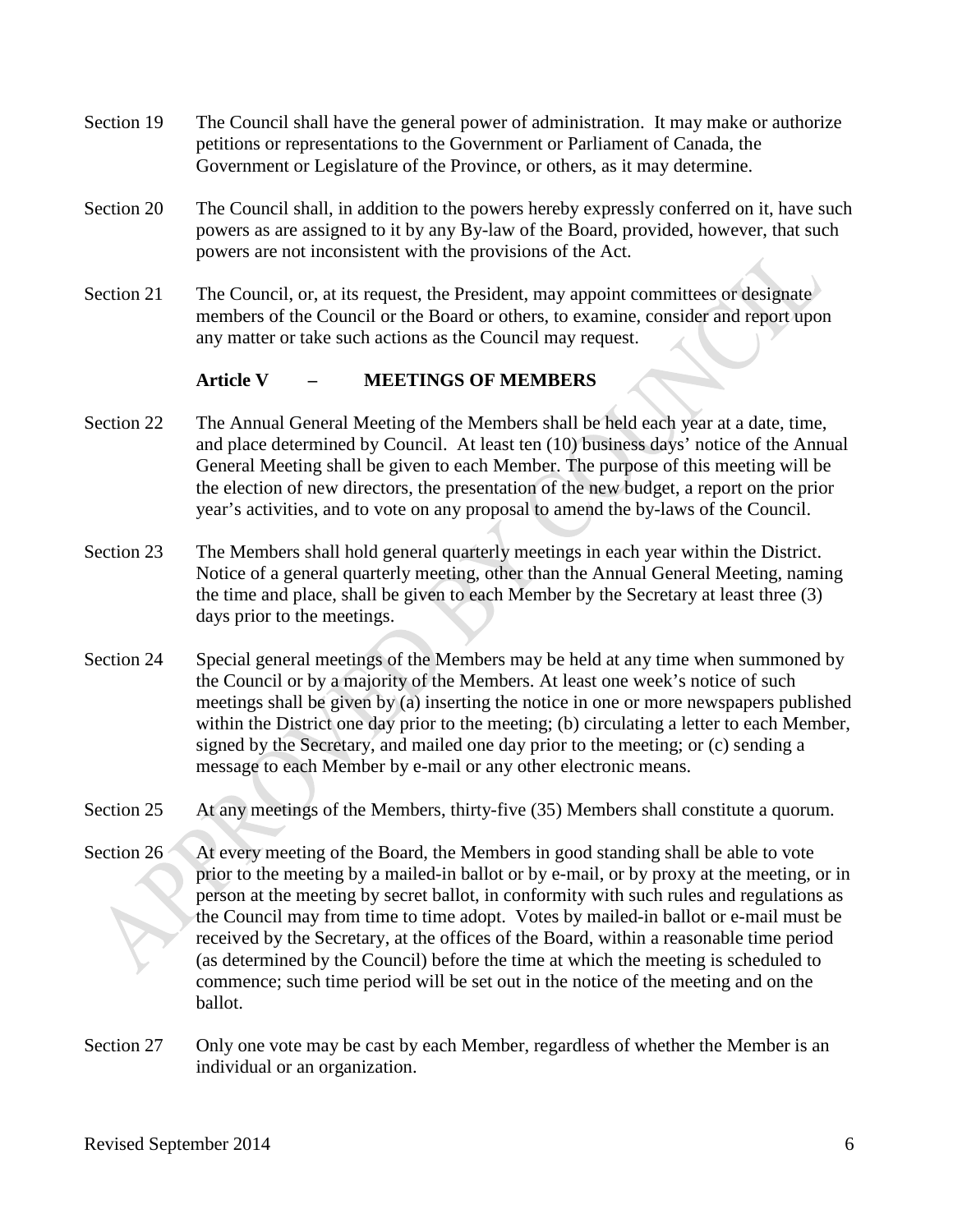Section 19 The Council shall have the general power of administration. It may make or authorize petitions or representations to the Government or Parliament of Canada, the Government or Legislature of the Province, or others, as it may determine.

Section 20 The Council shall, in addition to the powers hereby expressly conferred on it, have such powers as are assigned to it by any By-law of the Board, provided, however, that such powers are not inconsistent with the provisions of the Act.

Section 21 The Council, or, at its request, the President, may appoint committees or designate members of the Council or the Board or others, to examine, consider and report upon any matter or take such actions as the Council may request.

## Article V – MEETINGS OF MEMBERS

Section 22 The Annual General Meeting of the Members shall be held each year at a date, time, and place determined by Council. At least ten (10) business days' notice of the Annual General Meeting shall be given to each Member. The purpose of this meeting will be the election of new directors, the presentation of the new budget, a report on the prior year's activities, and to vote on any proposal to amend the by-laws of the Council.

Section 23 The Members shall hold general quarterly meetings in each year within the District. Notice of a general quarterly meeting, other than the Annual General Meeting, naming the time and place, shall be given to each Member by the Secretary at least three (3) days prior to the meetings.

Section 24 Special general meetings of the Members may be held at any time when summoned by the Council or by a majority of the Members. At least one week's notice of such meetings shall be given by (a) inserting the notice in one or more newspapers published within the District one day prior to the meeting; (b) circulating a letter to each Member, signed by the Secretary, and mailed one day prior to the meeting; or (c) sending a message to each Member by e-mail or any other electronic means.

Section 25 At any meetings of the Members, thirty-five (35) Members shall constitute a quorum.

Section 26 At every meeting of the Board, the Members in good standing shall be able to vote prior to the meeting by a mailed-in ballot or by e-mail, or by proxy at the meeting, or in person at the meeting by secret ballot, in conformity with such rules and regulations as the Council may from time to time adopt. Votes by mailed-in ballot or e-mail must be received by the Secretary, at the offices of the Board, within a reasonable time period (as determined by the Council) before the time at which the meeting is scheduled to commence; such time period will be set out in the notice of the meeting and on the ballot.

Section 27 Only one vote may be cast by each Member, regardless of whether the Member is an individual or an organization.

Revised September 2014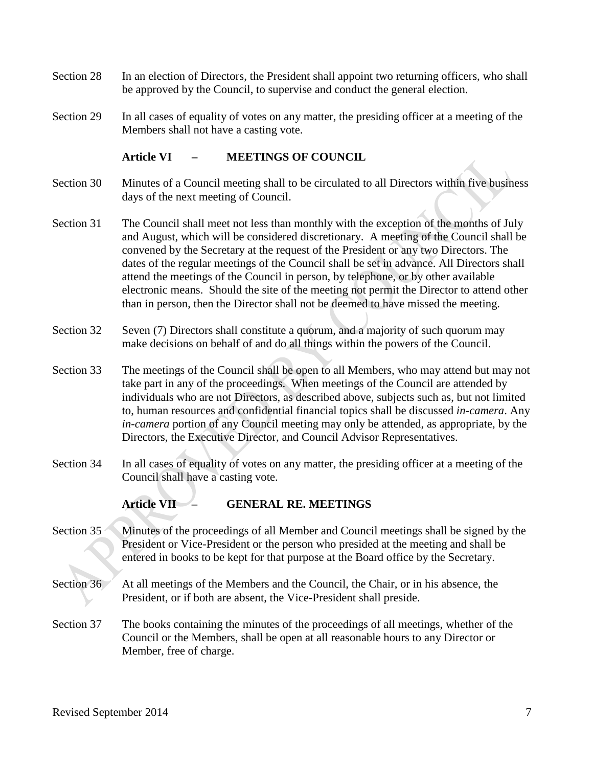Section 28 In an election of Directors, the President shall appoint two returning officers, who shall be approved by the Council, to supervise and conduct the general election.

Section 29 In all cases of equality of votes on any matter, the presiding officer at a meeting of the Members shall not have a casting vote.

## Article VI – MEETINGS OF COUNCIL

Section 30 Minutes of a Council meeting shall to be circulated to all Directors within five business days of the next meeting of Council.

Section 31 The Council shall meet not less than monthly with the exception of the months of July and August, which will be considered discretionary. A meeting of the Council shall be convened by the Secretary at the request of the President or any two Directors. The dates of the regular meetings of the Council shall be set in advance. All Directors shall attend the meetings of the Council in person, by telephone, or by other available electronic means. Should the site of the meeting not permit the Director to attend other than in person, then the Director shall not be deemed to have missed the meeting.

Section 32 Seven (7) Directors shall constitute a quorum, and a majority of such quorum may make decisions on behalf of and do all things within the powers of the Council.

Section 33 The meetings of the Council shall be open to all Members, who may attend but may not take part in any of the proceedings. When meetings of the Council are attended by individuals who are not Directors, as described above, subjects such as, but not limited to, human resources and confidential financial topics shall be discussed *in-camera*. Any *in-camera* portion of any Council meeting may only be attended, as appropriate, by the Directors, the Executive Director, and Council Advisor Representatives.

Section 34 In all cases of equality of votes on any matter, the presiding officer at a meeting of the Council shall have a casting vote.

## Article VII – GENERAL RE. MEETINGS

Section 35 Minutes of the proceedings of all Member and Council meetings shall be signed by the President or Vice-President or the person who presided at the meeting and shall be entered in books to be kept for that purpose at the Board office by the Secretary.

Section 36 At all meetings of the Members and the Council, the Chair, or in his absence, the President, or if both are absent, the Vice-President shall preside.

Section 37 The books containing the minutes of the proceedings of all meetings, whether of the Council or the Members, shall be open at all reasonable hours to any Director or Member, free of charge.

Revised September 2014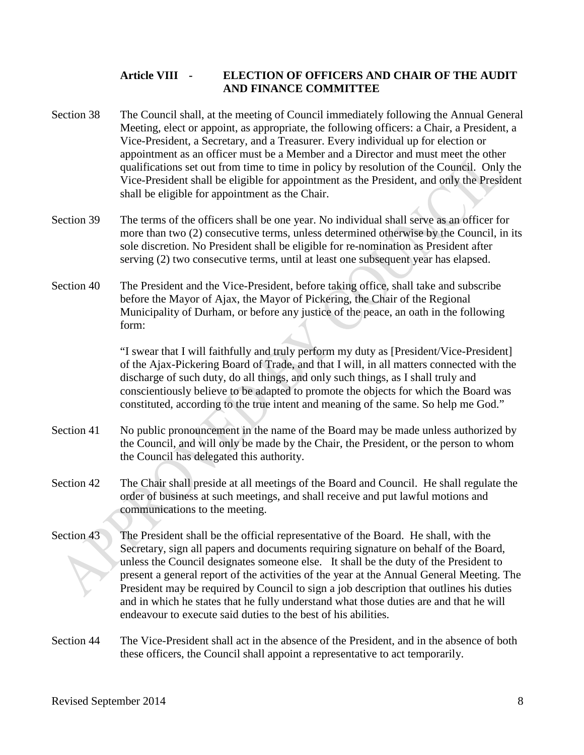## Article VIII - ELECTION OF OFFICERS AND CHAIR OF THE AUDIT AND FINANCE COMMITTEE

Section 38 The Council shall, at the meeting of Council immediately following the Annual General Meeting, elect or appoint, as appropriate, the following officers: a Chair, a President, a Vice-President, a Secretary, and a Treasurer. Every individual up for election or appointment as an officer must be a Member and a Director and must meet the other qualifications set out from time to time in policy by resolution of the Council. Only the Vice-President shall be eligible for appointment as the President, and only the President shall be eligible for appointment as the Chair.

Section 39 The terms of the officers shall be one year. No individual shall serve as an officer for more than two (2) consecutive terms, unless determined otherwise by the Council, in its sole discretion. No President shall be eligible for re-nomination as President after serving (2) two consecutive terms, until at least one subsequent year has elapsed.

Section 40 The President and the Vice-President, before taking office, shall take and subscribe before the Mayor of Ajax, the Mayor of Pickering, the Chair of the Regional Municipality of Durham, or before any justice of the peace, an oath in the following form:

> "I swear that I will faithfully and truly perform my duty as [President/Vice-President] of the Ajax-Pickering Board of Trade, and that I will, in all matters connected with the discharge of such duty, do all things, and only such things, as I shall truly and conscientiously believe to be adapted to promote the objects for which the Board was constituted, according to the true intent and meaning of the same. So help me God."

Section 41 No public pronouncement in the name of the Board may be made unless authorized by the Council, and will only be made by the Chair, the President, or the person to whom the Council has delegated this authority.

Section 42 The Chair shall preside at all meetings of the Board and Council. He shall regulate the order of business at such meetings, and shall receive and put lawful motions and communications to the meeting.

Section 43 The President shall be the official representative of the Board. He shall, with the Secretary, sign all papers and documents requiring signature on behalf of the Board, unless the Council designates someone else. It shall be the duty of the President to present a general report of the activities of the year at the Annual General Meeting. The President may be required by Council to sign a job description that outlines his duties and in which he states that he fully understand what those duties are and that he will endeavour to execute said duties to the best of his abilities.

Section 44 The Vice-President shall act in the absence of the President, and in the absence of both these officers, the Council shall appoint a representative to act temporarily.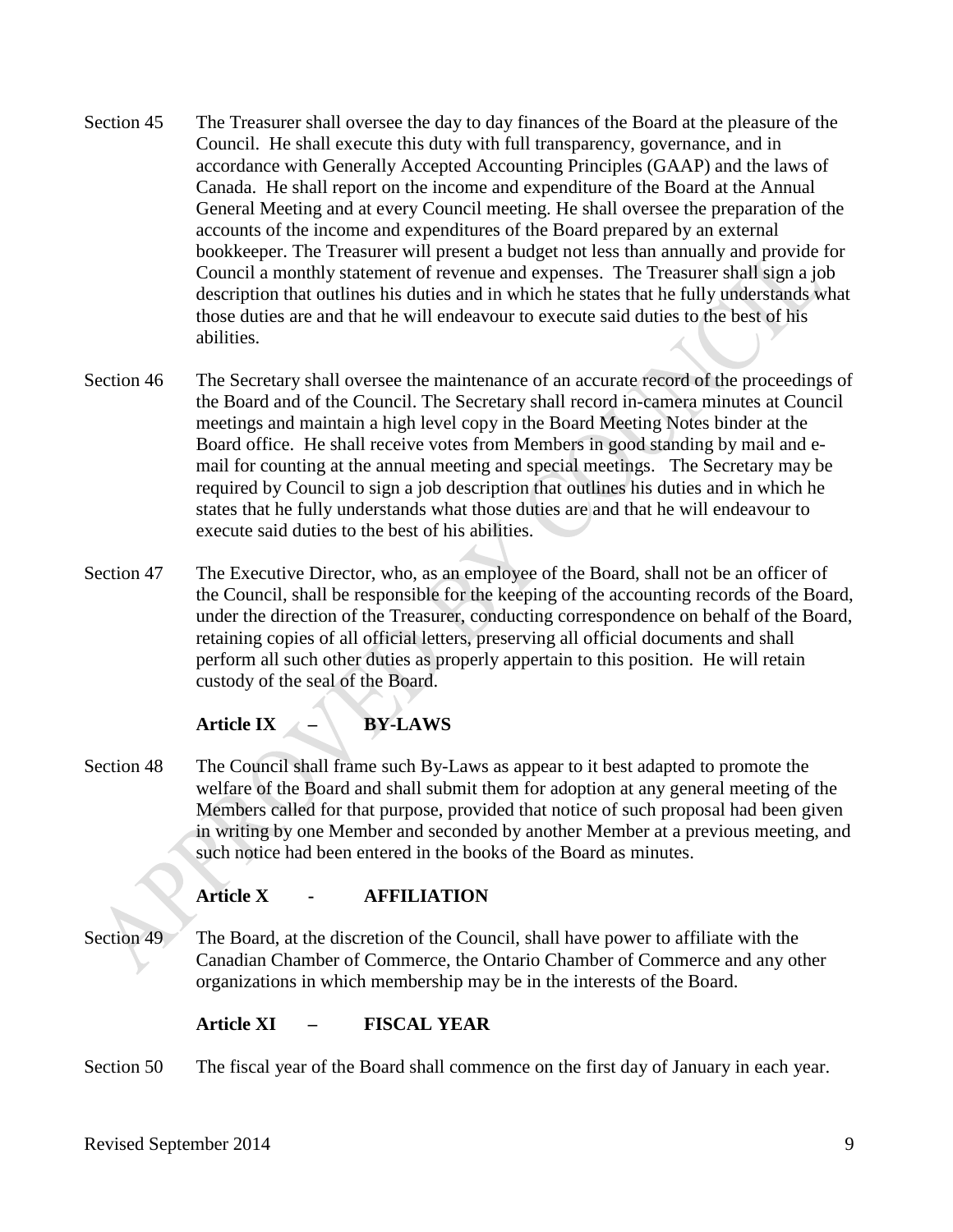Section 45 The Treasurer shall oversee the day to day finances of the Board at the pleasure of the Council. He shall execute this duty with full transparency, governance, and in accordance with Generally Accepted Accounting Principles (GAAP) and the laws of Canada. He shall report on the income and expenditure of the Board at the Annual General Meeting and at every Council meeting. He shall oversee the preparation of the accounts of the income and expenditures of the Board prepared by an external bookkeeper. The Treasurer will present a budget not less than annually and provide for Council a monthly statement of revenue and expenses. The Treasurer shall sign a job description that outlines his duties and in which he states that he fully understands what those duties are and that he will endeavour to execute said duties to the best of his abilities.

Section 46 The Secretary shall oversee the maintenance of an accurate record of the proceedings of the Board and of the Council. The Secretary shall record in-camera minutes at Council meetings and maintain a high level copy in the Board Meeting Notes binder at the Board office. He shall receive votes from Members in good standing by mail and e-mail for counting at the annual meeting and special meetings. The Secretary may be required by Council to sign a job description that outlines his duties and in which he states that he fully understands what those duties are and that he will endeavour to execute said duties to the best of his abilities.

Section 47 The Executive Director, who, as an employee of the Board, shall not be an officer of the Council, shall be responsible for the keeping of the accounting records of the Board, under the direction of the Treasurer, conducting correspondence on behalf of the Board, retaining copies of all official letters, preserving all official documents and shall perform all such other duties as properly appertain to this position. He will retain custody of the seal of the Board.

## Article IX – BY-LAWS

Section 48 The Council shall frame such By-Laws as appear to it best adapted to promote the welfare of the Board and shall submit them for adoption at any general meeting of the Members called for that purpose, provided that notice of such proposal had been given in writing by one Member and seconded by another Member at a previous meeting, and such notice had been entered in the books of the Board as minutes.

## Article X - AFFILIATION

Section 49 The Board, at the discretion of the Council, shall have power to affiliate with the Canadian Chamber of Commerce, the Ontario Chamber of Commerce and any other organizations in which membership may be in the interests of the Board.

## Article XI – FISCAL YEAR

Section 50 The fiscal year of the Board shall commence on the first day of January in each year.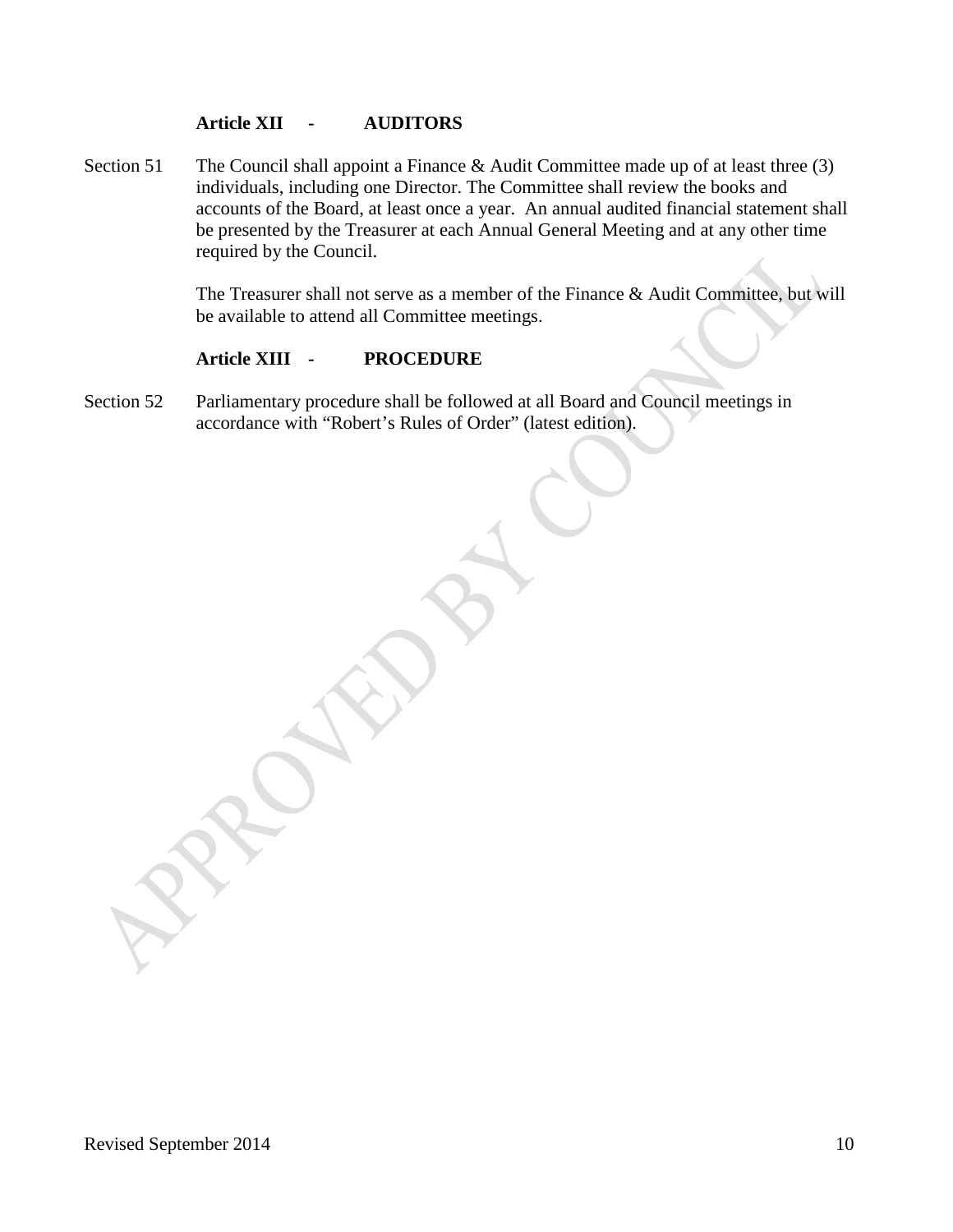## Article XII - AUDITORS

Section 51 The Council shall appoint a Finance & Audit Committee made up of at least three (3) individuals, including one Director. The Committee shall review the books and accounts of the Board, at least once a year. An annual audited financial statement shall be presented by the Treasurer at each Annual General Meeting and at any other time required by the Council.

The Treasurer shall not serve as a member of the Finance & Audit Committee, but will be available to attend all Committee meetings.

## Article XIII - PROCEDURE

Section 52 Parliamentary procedure shall be followed at all Board and Council meetings in accordance with "Robert's Rules of Order" (latest edition).

APPROVED BY COUNCIL

Revised September 2014